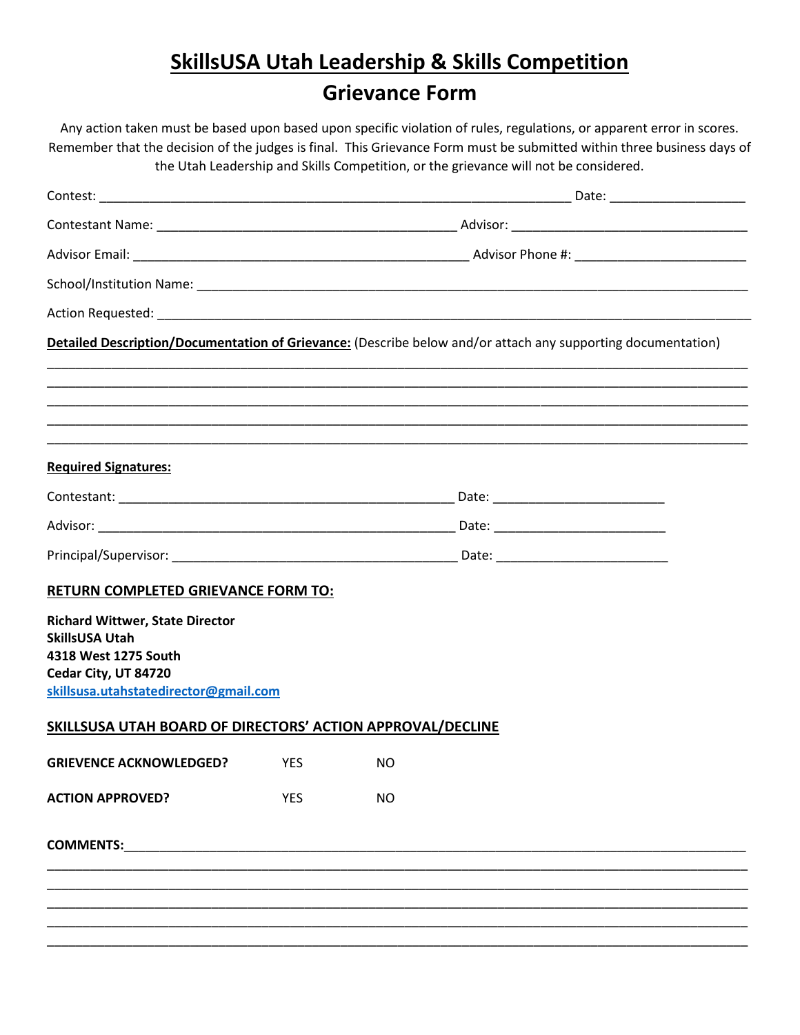# SkillsUSA Utah Leadership & Skills Competition

## Grievance Form

Any action taken must be based upon based upon specific violation of rules, regulations, or apparent error in scores. Remember that the decision of the judges is final. This Grievance Form must be submitted within three business days of the Utah Leadership and Skills Competition, or the grievance will not be considered.

Contest: ______________________________________________________________________ Date: ____________________

Contestant Name: ____________________________________________ Advisor: ___________________________________

Advisor Email: __________________________________________________ Advisor Phone #: _________________________

School/Institution Name: ___________________________________________________________________________________

Action Requested: _________________________________________________________________________________________

**Detailed Description/Documentation of Grievance:** (Describe below and/or attach any supporting documentation)

___________________________________________________________________________________________________________

___________________________________________________________________________________________________________

___________________________________________________________________________________________________________

___________________________________________________________________________________________________________

___________________________________________________________________________________________________________

**Required Signatures:**

Contestant: __________________________________________________ Date: _________________________

Advisor: _____________________________________________________ Date: _________________________

Principal/Supervisor: __________________________________________ Date: _________________________

**RETURN COMPLETED GRIEVANCE FORM TO:**

**Richard Wittwer, State Director**
**SkillsUSA Utah**
**4318 West 1275 South**
**Cedar City, UT 84720**
**skillsusa.utahstatedirector@gmail.com**

**SKILLSUSA UTAH BOARD OF DIRECTORS' ACTION APPROVAL/DECLINE**

**GRIEVENCE ACKNOWLEDGED?** YES NO

**ACTION APPROVED?** YES NO

**COMMENTS:**__________________________________________________________________________________________

___________________________________________________________________________________________________________

___________________________________________________________________________________________________________

___________________________________________________________________________________________________________

___________________________________________________________________________________________________________

___________________________________________________________________________________________________________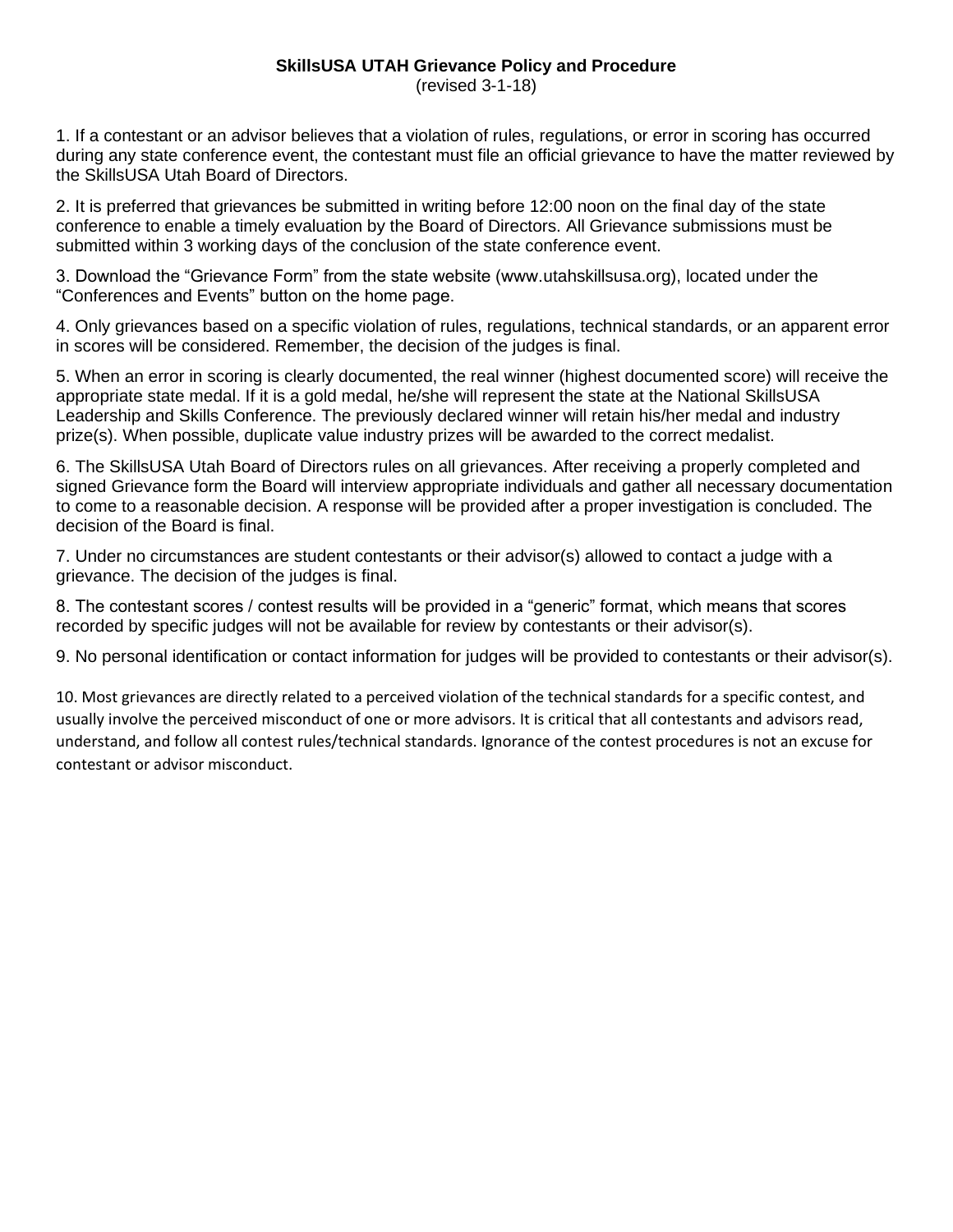**SkillsUSA UTAH Grievance Policy and Procedure**
(revised 3-1-18)

1. If a contestant or an advisor believes that a violation of rules, regulations, or error in scoring has occurred during any state conference event, the contestant must file an official grievance to have the matter reviewed by the SkillsUSA Utah Board of Directors.

2. It is preferred that grievances be submitted in writing before 12:00 noon on the final day of the state conference to enable a timely evaluation by the Board of Directors. All Grievance submissions must be submitted within 3 working days of the conclusion of the state conference event.

3. Download the "Grievance Form" from the state website (www.utahskillsusa.org), located under the "Conferences and Events" button on the home page.

4. Only grievances based on a specific violation of rules, regulations, technical standards, or an apparent error in scores will be considered. Remember, the decision of the judges is final.

5. When an error in scoring is clearly documented, the real winner (highest documented score) will receive the appropriate state medal. If it is a gold medal, he/she will represent the state at the National SkillsUSA Leadership and Skills Conference. The previously declared winner will retain his/her medal and industry prize(s). When possible, duplicate value industry prizes will be awarded to the correct medalist.

6. The SkillsUSA Utah Board of Directors rules on all grievances. After receiving a properly completed and signed Grievance form the Board will interview appropriate individuals and gather all necessary documentation to come to a reasonable decision. A response will be provided after a proper investigation is concluded. The decision of the Board is final.

7. Under no circumstances are student contestants or their advisor(s) allowed to contact a judge with a grievance. The decision of the judges is final.

8. The contestant scores / contest results will be provided in a "generic" format, which means that scores recorded by specific judges will not be available for review by contestants or their advisor(s).

9. No personal identification or contact information for judges will be provided to contestants or their advisor(s).

10. Most grievances are directly related to a perceived violation of the technical standards for a specific contest, and usually involve the perceived misconduct of one or more advisors. It is critical that all contestants and advisors read, understand, and follow all contest rules/technical standards. Ignorance of the contest procedures is not an excuse for contestant or advisor misconduct.